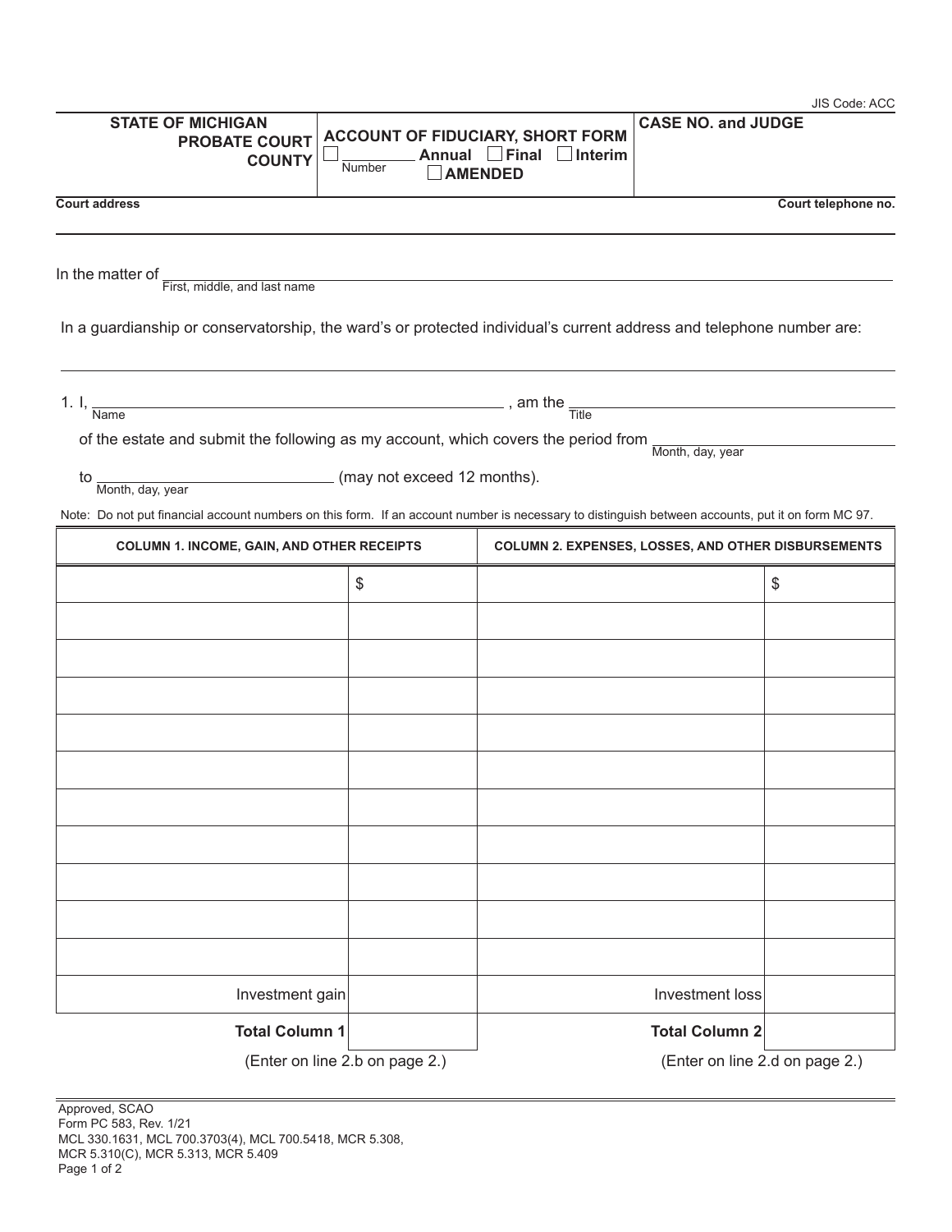JIS Code: ACC

| STATE OF MICHIGAN PROBATE COURT COUNTY | ACCOUNT OF FIDUCIARY, SHORT FORM ☐ ________ Annual ☐ Final ☐ Interim ☐ AMENDED (Number) | CASE NO. and JUDGE |
|---|---|---|

Court address                                                                                                    Court telephone no.

In the matter of ______________________________________________
First, middle, and last name

In a guardianship or conservatorship, the ward's or protected individual's current address and telephone number are:

______________________________________________

1. I, ______________________________ (Name), am the ______________________________ (Title)

   of the estate and submit the following as my account, which covers the period from ______________ (Month, day, year)

   to ______________ (Month, day, year) (may not exceed 12 months).

Note: Do not put financial account numbers on this form. If an account number is necessary to distinguish between accounts, put it on form MC 97.

| COLUMN 1. INCOME, GAIN, AND OTHER RECEIPTS | | COLUMN 2. EXPENSES, LOSSES, AND OTHER DISBURSEMENTS | |
|---|---|---|---|
| | $ | | $ |
| | | | |
| | | | |
| | | | |
| | | | |
| | | | |
| | | | |
| | | | |
| | | | |
| | | | |
| | | | |
| Investment gain | | Investment loss | |
| **Total Column 1** | | **Total Column 2** | |
| (Enter on line 2.b on page 2.) | | (Enter on line 2.d on page 2.) | |

Approved, SCAO
Form PC 583, Rev. 1/21
MCL 330.1631, MCL 700.3703(4), MCL 700.5418, MCR 5.308, MCR 5.310(C), MCR 5.313, MCR 5.409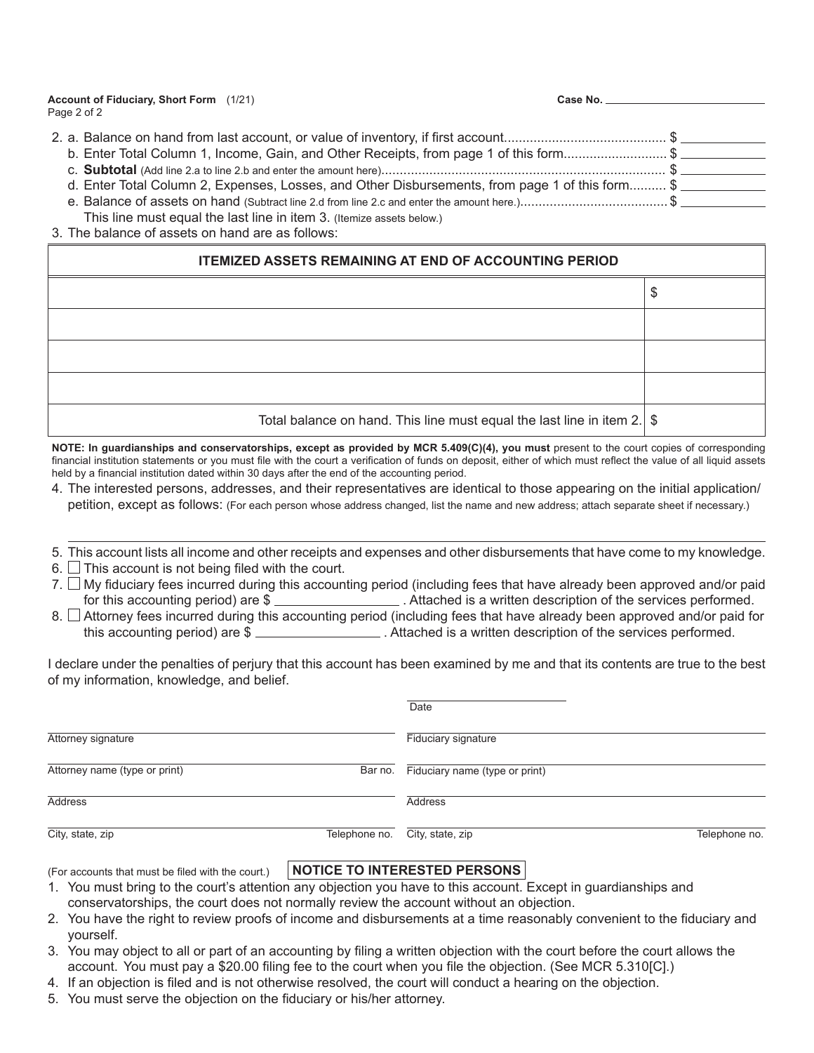Account of Fiduciary, Short Form (1/21)
Case No. ______________________

2. a. Balance on hand from last account, or value of inventory, if first account........................................... $ __________
   b. Enter Total Column 1, Income, Gain, and Other Receipts, from page 1 of this form........................... $ __________
   c. **Subtotal** (Add line 2.a to line 2.b and enter the amount here)............................................................................ $ __________
   d. Enter Total Column 2, Expenses, Losses, and Other Disbursements, from page 1 of this form.......... $ __________
   e. Balance of assets on hand (Subtract line 2.d from line 2.c and enter the amount here.)........................................ $ __________
   This line must equal the last line in item 3. (Itemize assets below.)
3. The balance of assets on hand are as follows:

| ITEMIZED ASSETS REMAINING AT END OF ACCOUNTING PERIOD | |
|---|---|
| | $ |
| | |
| | |
| | |
| Total balance on hand. This line must equal the last line in item 2. | $ |

**NOTE: In guardianships and conservatorships, except as provided by MCR 5.409(C)(4), you must** present to the court copies of corresponding financial institution statements or you must file with the court a verification of funds on deposit, either of which must reflect the value of all liquid assets held by a financial institution dated within 30 days after the end of the accounting period.

4. The interested persons, addresses, and their representatives are identical to those appearing on the initial application/petition, except as follows: (For each person whose address changed, list the name and new address; attach separate sheet if necessary.)

   ______________________________________________________________________________

5. This account lists all income and other receipts and expenses and other disbursements that have come to my knowledge.
6. ☐ This account is not being filed with the court.
7. ☐ My fiduciary fees incurred during this accounting period (including fees that have already been approved and/or paid for this accounting period) are $ __________ . Attached is a written description of the services performed.
8. ☐ Attorney fees incurred during this accounting period (including fees that have already been approved and/or paid for this accounting period) are $ __________ . Attached is a written description of the services performed.

I declare under the penalties of perjury that this account has been examined by me and that its contents are true to the best of my information, knowledge, and belief.

| | |
|---|---|
| | Date |
| Attorney signature | Fiduciary signature |
| Attorney name (type or print) Bar no. | Fiduciary name (type or print) |
| Address | Address |
| City, state, zip Telephone no. | City, state, zip Telephone no. |

(For accounts that must be filed with the court.)

**NOTICE TO INTERESTED PERSONS**

1. You must bring to the court's attention any objection you have to this account. Except in guardianships and conservatorships, the court does not normally review the account without an objection.
2. You have the right to review proofs of income and disbursements at a time reasonably convenient to the fiduciary and yourself.
3. You may object to all or part of an accounting by filing a written objection with the court before the court allows the account. You must pay a $20.00 filing fee to the court when you file the objection. (See MCR 5.310[C].)
4. If an objection is filed and is not otherwise resolved, the court will conduct a hearing on the objection.
5. You must serve the objection on the fiduciary or his/her attorney.